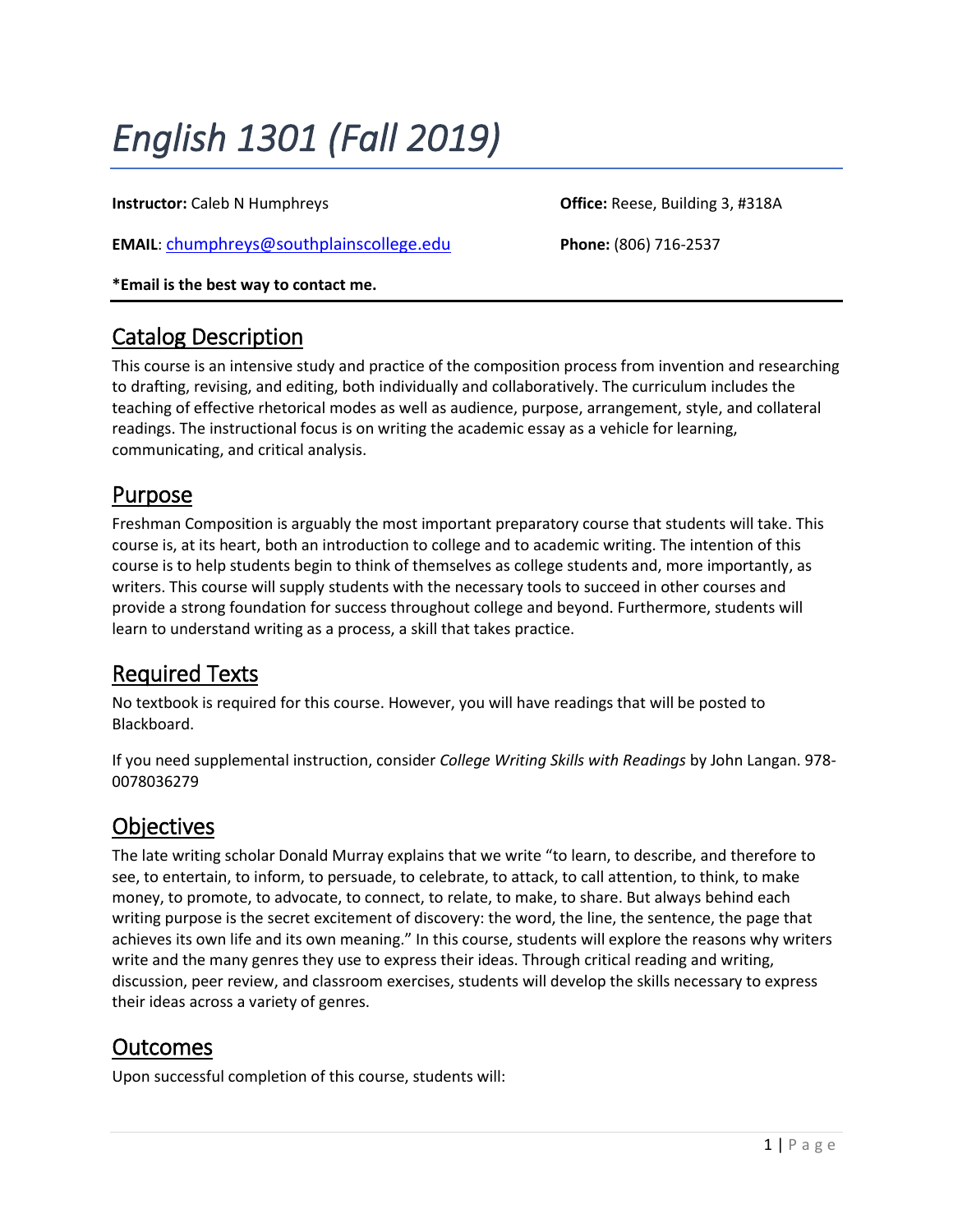# *English 1301 (Fall 2019)*

**Instructor:** Caleb N Humphreys

**Office:** Reese, Building 3, #318A

**EMAIL**: chumphreys@southplainscollege.edu

**Phone:** (806) 716-2537

**\*Email is the best way to contact me.**

## Catalog Description

This course is an intensive study and practice of the composition process from invention and researching to drafting, revising, and editing, both individually and collaboratively. The curriculum includes the teaching of effective rhetorical modes as well as audience, purpose, arrangement, style, and collateral readings. The instructional focus is on writing the academic essay as a vehicle for learning, communicating, and critical analysis.

## Purpose

Freshman Composition is arguably the most important preparatory course that students will take. This course is, at its heart, both an introduction to college and to academic writing. The intention of this course is to help students begin to think of themselves as college students and, more importantly, as writers. This course will supply students with the necessary tools to succeed in other courses and provide a strong foundation for success throughout college and beyond. Furthermore, students will learn to understand writing as a process, a skill that takes practice.

## Required Texts

No textbook is required for this course. However, you will have readings that will be posted to Blackboard.

If you need supplemental instruction, consider *College Writing Skills with Readings* by John Langan. 978-0078036279

## Objectives

The late writing scholar Donald Murray explains that we write "to learn, to describe, and therefore to see, to entertain, to inform, to persuade, to celebrate, to attack, to call attention, to think, to make money, to promote, to advocate, to connect, to relate, to make, to share. But always behind each writing purpose is the secret excitement of discovery: the word, the line, the sentence, the page that achieves its own life and its own meaning." In this course, students will explore the reasons why writers write and the many genres they use to express their ideas. Through critical reading and writing, discussion, peer review, and classroom exercises, students will develop the skills necessary to express their ideas across a variety of genres.

## Outcomes

Upon successful completion of this course, students will: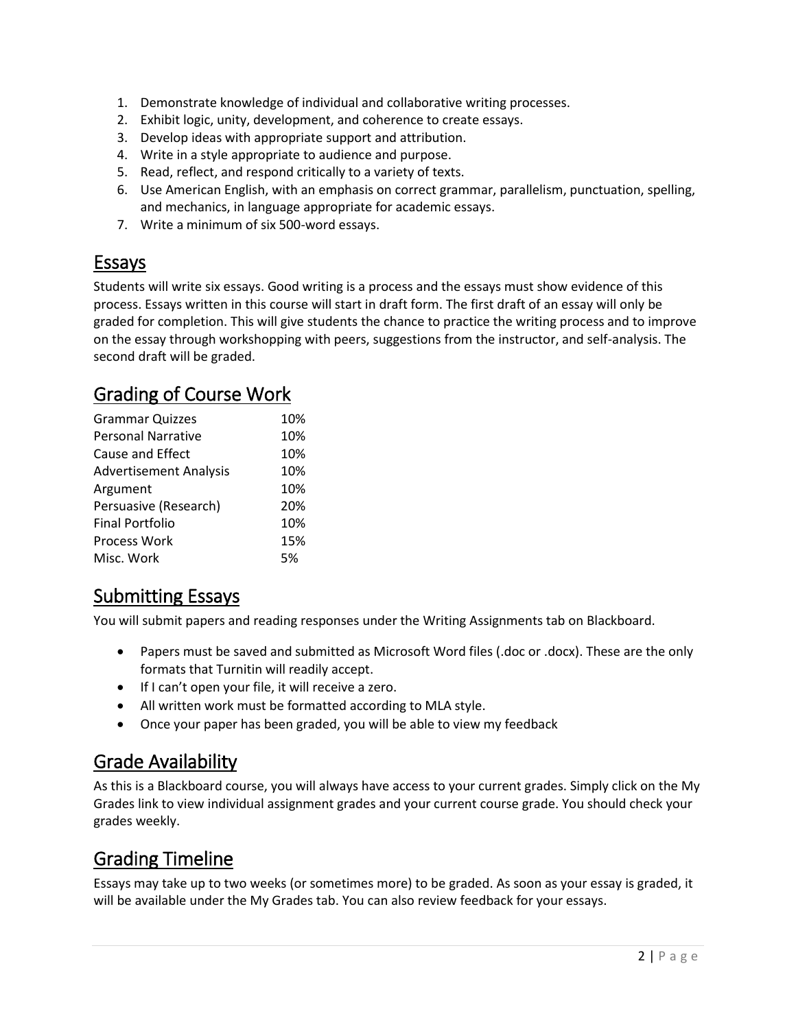1. Demonstrate knowledge of individual and collaborative writing processes.
2. Exhibit logic, unity, development, and coherence to create essays.
3. Develop ideas with appropriate support and attribution.
4. Write in a style appropriate to audience and purpose.
5. Read, reflect, and respond critically to a variety of texts.
6. Use American English, with an emphasis on correct grammar, parallelism, punctuation, spelling, and mechanics, in language appropriate for academic essays.
7. Write a minimum of six 500-word essays.

## Essays

Students will write six essays. Good writing is a process and the essays must show evidence of this process. Essays written in this course will start in draft form. The first draft of an essay will only be graded for completion. This will give students the chance to practice the writing process and to improve on the essay through workshopping with peers, suggestions from the instructor, and self-analysis. The second draft will be graded.

## Grading of Course Work

| Assignment | Weight |
|---|---|
| Grammar Quizzes | 10% |
| Personal Narrative | 10% |
| Cause and Effect | 10% |
| Advertisement Analysis | 10% |
| Argument | 10% |
| Persuasive (Research) | 20% |
| Final Portfolio | 10% |
| Process Work | 15% |
| Misc. Work | 5% |

## Submitting Essays

You will submit papers and reading responses under the Writing Assignments tab on Blackboard.

- Papers must be saved and submitted as Microsoft Word files (.doc or .docx). These are the only formats that Turnitin will readily accept.
- If I can't open your file, it will receive a zero.
- All written work must be formatted according to MLA style.
- Once your paper has been graded, you will be able to view my feedback

## Grade Availability

As this is a Blackboard course, you will always have access to your current grades. Simply click on the My Grades link to view individual assignment grades and your current course grade. You should check your grades weekly.

## Grading Timeline

Essays may take up to two weeks (or sometimes more) to be graded. As soon as your essay is graded, it will be available under the My Grades tab. You can also review feedback for your essays.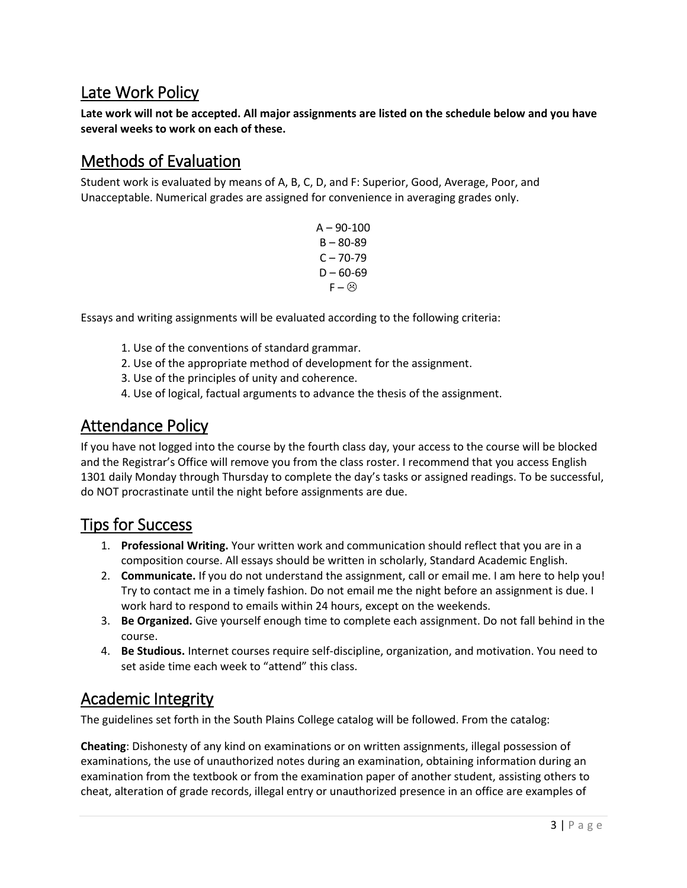## Late Work Policy

**Late work will not be accepted. All major assignments are listed on the schedule below and you have several weeks to work on each of these.**

## Methods of Evaluation

Student work is evaluated by means of A, B, C, D, and F: Superior, Good, Average, Poor, and Unacceptable. Numerical grades are assigned for convenience in averaging grades only.

A – 90-100
B – 80-89
C – 70-79
D – 60-69
F – ☹

Essays and writing assignments will be evaluated according to the following criteria:

1. Use of the conventions of standard grammar.
2. Use of the appropriate method of development for the assignment.
3. Use of the principles of unity and coherence.
4. Use of logical, factual arguments to advance the thesis of the assignment.

## Attendance Policy

If you have not logged into the course by the fourth class day, your access to the course will be blocked and the Registrar's Office will remove you from the class roster. I recommend that you access English 1301 daily Monday through Thursday to complete the day's tasks or assigned readings. To be successful, do NOT procrastinate until the night before assignments are due.

## Tips for Success

1. **Professional Writing.** Your written work and communication should reflect that you are in a composition course. All essays should be written in scholarly, Standard Academic English.
2. **Communicate.** If you do not understand the assignment, call or email me. I am here to help you! Try to contact me in a timely fashion. Do not email me the night before an assignment is due. I work hard to respond to emails within 24 hours, except on the weekends.
3. **Be Organized.** Give yourself enough time to complete each assignment. Do not fall behind in the course.
4. **Be Studious.** Internet courses require self-discipline, organization, and motivation. You need to set aside time each week to "attend" this class.

## Academic Integrity

The guidelines set forth in the South Plains College catalog will be followed. From the catalog:

**Cheating**: Dishonesty of any kind on examinations or on written assignments, illegal possession of examinations, the use of unauthorized notes during an examination, obtaining information during an examination from the textbook or from the examination paper of another student, assisting others to cheat, alteration of grade records, illegal entry or unauthorized presence in an office are examples of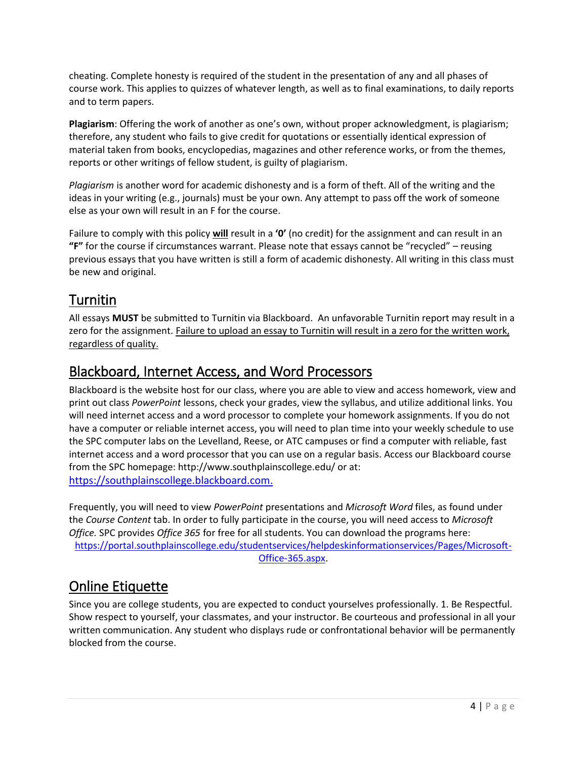cheating. Complete honesty is required of the student in the presentation of any and all phases of course work. This applies to quizzes of whatever length, as well as to final examinations, to daily reports and to term papers.

**Plagiarism**: Offering the work of another as one's own, without proper acknowledgment, is plagiarism; therefore, any student who fails to give credit for quotations or essentially identical expression of material taken from books, encyclopedias, magazines and other reference works, or from the themes, reports or other writings of fellow student, is guilty of plagiarism.

*Plagiarism* is another word for academic dishonesty and is a form of theft. All of the writing and the ideas in your writing (e.g., journals) must be your own. Any attempt to pass off the work of someone else as your own will result in an F for the course.

Failure to comply with this policy **will** result in a **'0'** (no credit) for the assignment and can result in an **"F"** for the course if circumstances warrant. Please note that essays cannot be "recycled" – reusing previous essays that you have written is still a form of academic dishonesty. All writing in this class must be new and original.

## Turnitin

All essays **MUST** be submitted to Turnitin via Blackboard. An unfavorable Turnitin report may result in a zero for the assignment. Failure to upload an essay to Turnitin will result in a zero for the written work, regardless of quality.

## Blackboard, Internet Access, and Word Processors

Blackboard is the website host for our class, where you are able to view and access homework, view and print out class *PowerPoint* lessons, check your grades, view the syllabus, and utilize additional links. You will need internet access and a word processor to complete your homework assignments. If you do not have a computer or reliable internet access, you will need to plan time into your weekly schedule to use the SPC computer labs on the Levelland, Reese, or ATC campuses or find a computer with reliable, fast internet access and a word processor that you can use on a regular basis. Access our Blackboard course from the SPC homepage: http://www.southplainscollege.edu/ or at: https://southplainscollege.blackboard.com.

Frequently, you will need to view *PowerPoint* presentations and *Microsoft Word* files, as found under the *Course Content* tab. In order to fully participate in the course, you will need access to *Microsoft Office.* SPC provides *Office 365* for free for all students. You can download the programs here: https://portal.southplainscollege.edu/studentservices/helpdeskinformationservices/Pages/Microsoft-Office-365.aspx.

## Online Etiquette

Since you are college students, you are expected to conduct yourselves professionally. 1. Be Respectful. Show respect to yourself, your classmates, and your instructor. Be courteous and professional in all your written communication. Any student who displays rude or confrontational behavior will be permanently blocked from the course.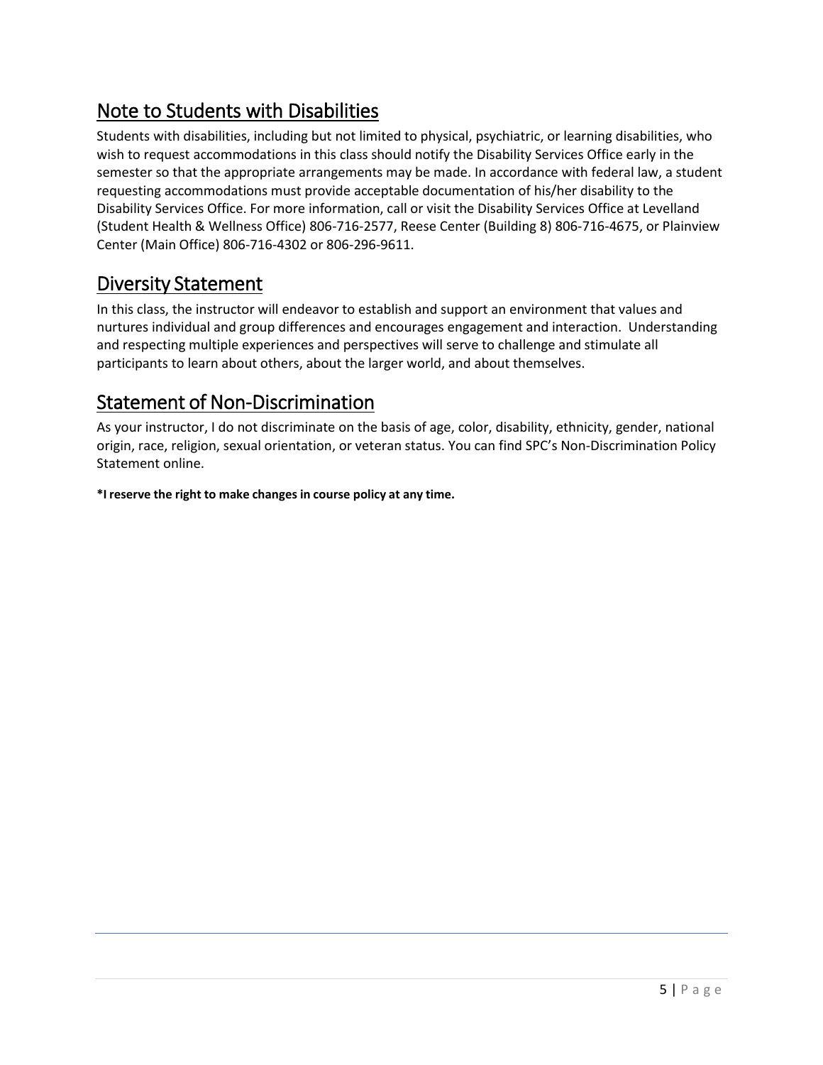## Note to Students with Disabilities

Students with disabilities, including but not limited to physical, psychiatric, or learning disabilities, who wish to request accommodations in this class should notify the Disability Services Office early in the semester so that the appropriate arrangements may be made. In accordance with federal law, a student requesting accommodations must provide acceptable documentation of his/her disability to the Disability Services Office. For more information, call or visit the Disability Services Office at Levelland (Student Health & Wellness Office) 806-716-2577, Reese Center (Building 8) 806-716-4675, or Plainview Center (Main Office) 806-716-4302 or 806-296-9611.

## Diversity Statement

In this class, the instructor will endeavor to establish and support an environment that values and nurtures individual and group differences and encourages engagement and interaction. Understanding and respecting multiple experiences and perspectives will serve to challenge and stimulate all participants to learn about others, about the larger world, and about themselves.

## Statement of Non-Discrimination

As your instructor, I do not discriminate on the basis of age, color, disability, ethnicity, gender, national origin, race, religion, sexual orientation, or veteran status. You can find SPC's Non-Discrimination Policy Statement online.

**\*I reserve the right to make changes in course policy at any time.**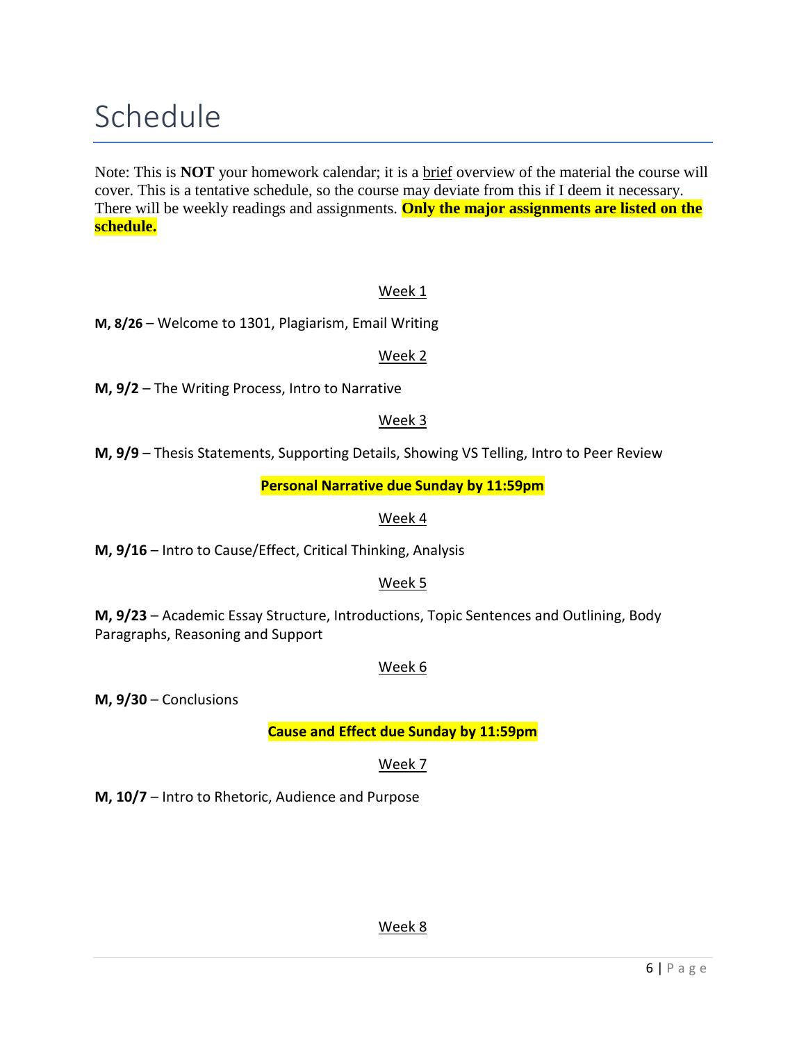# Schedule

Note: This is **NOT** your homework calendar; it is a brief overview of the material the course will cover. This is a tentative schedule, so the course may deviate from this if I deem it necessary. There will be weekly readings and assignments. **Only the major assignments are listed on the schedule.**

Week 1

**M, 8/26** – Welcome to 1301, Plagiarism, Email Writing

Week 2

**M, 9/2** – The Writing Process, Intro to Narrative

Week 3

**M, 9/9** – Thesis Statements, Supporting Details, Showing VS Telling, Intro to Peer Review

**Personal Narrative due Sunday by 11:59pm**

Week 4

**M, 9/16** – Intro to Cause/Effect, Critical Thinking, Analysis

Week 5

**M, 9/23** – Academic Essay Structure, Introductions, Topic Sentences and Outlining, Body Paragraphs, Reasoning and Support

Week 6

**M, 9/30** – Conclusions

**Cause and Effect due Sunday by 11:59pm**

Week 7

**M, 10/7** – Intro to Rhetoric, Audience and Purpose

Week 8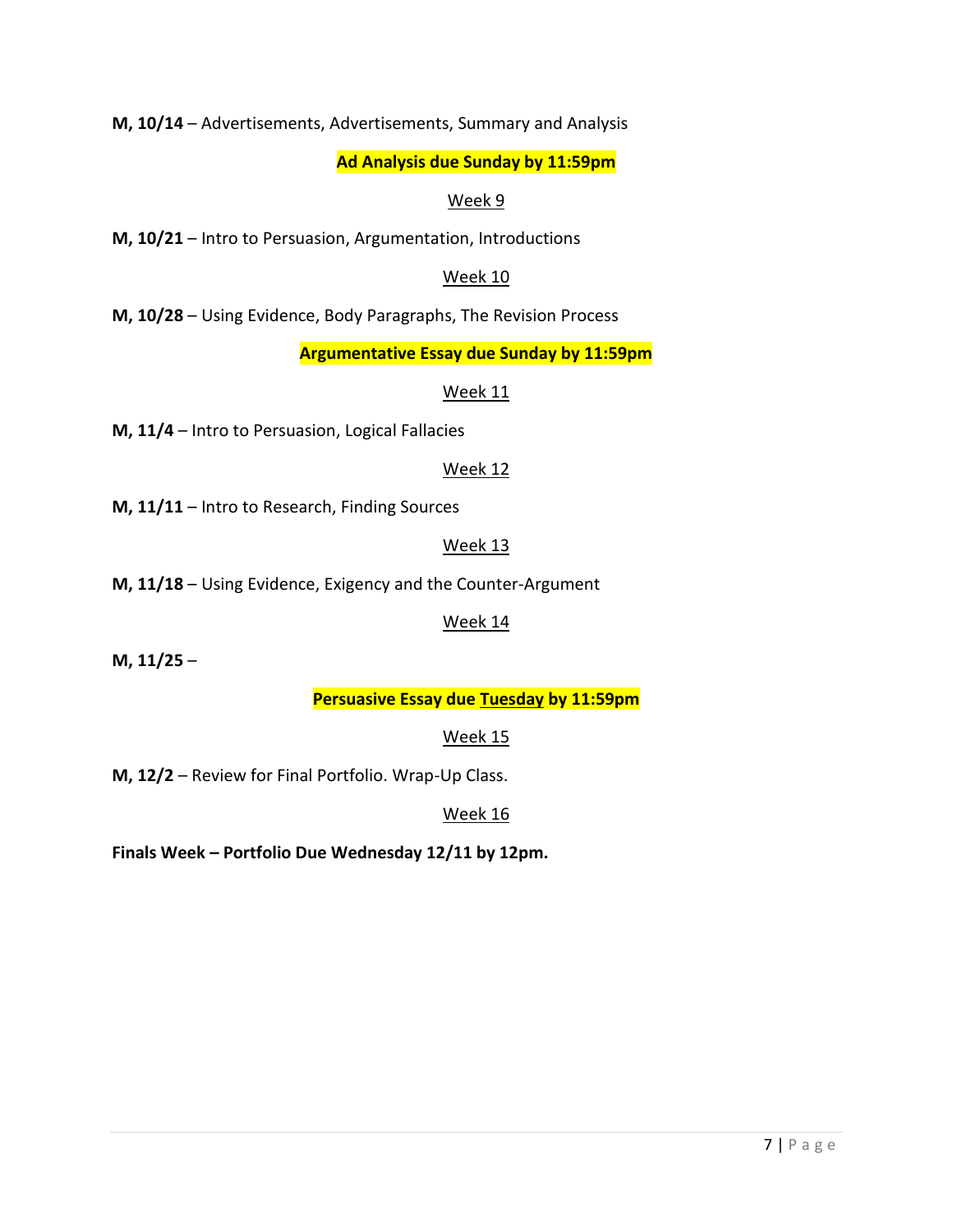**M, 10/14** – Advertisements, Advertisements, Summary and Analysis

**Ad Analysis due Sunday by 11:59pm**

Week 9

**M, 10/21** – Intro to Persuasion, Argumentation, Introductions

Week 10

**M, 10/28** – Using Evidence, Body Paragraphs, The Revision Process

**Argumentative Essay due Sunday by 11:59pm**

Week 11

**M, 11/4** – Intro to Persuasion, Logical Fallacies

Week 12

**M, 11/11** – Intro to Research, Finding Sources

Week 13

**M, 11/18** – Using Evidence, Exigency and the Counter-Argument

Week 14

**M, 11/25** –

**Persuasive Essay due Tuesday by 11:59pm**

Week 15

**M, 12/2** – Review for Final Portfolio. Wrap-Up Class.

Week 16

**Finals Week – Portfolio Due Wednesday 12/11 by 12pm.**